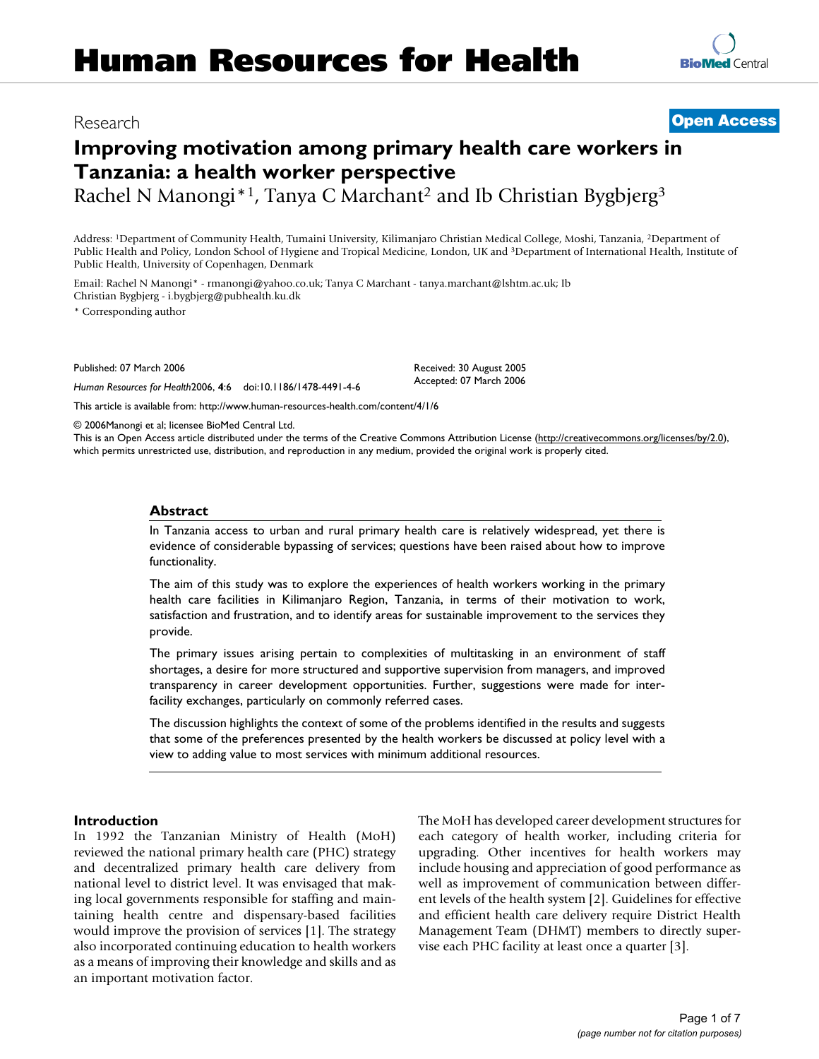# Human Resources for Health

Research

**Open Access**

## Improving motivation among primary health care workers in Tanzania: a health worker perspective

Rachel N Manongi*[1], Tanya C Marchant[2] and Ib Christian Bygbjerg[3]

Address: [1]Department of Community Health, Tumaini University, Kilimanjaro Christian Medical College, Moshi, Tanzania, [2]Department of Public Health and Policy, London School of Hygiene and Tropical Medicine, London, UK and [3]Department of International Health, Institute of Public Health, University of Copenhagen, Denmark

Email: Rachel N Manongi* - rmanongi@yahoo.co.uk; Tanya C Marchant - tanya.marchant@lshtm.ac.uk; Ib Christian Bygbjerg - i.bygbjerg@pubhealth.ku.dk

\* Corresponding author

Published: 07 March 2006

*Human Resources for Health*2006, **4**:6 doi:10.1186/1478-4491-4-6

Received: 30 August 2005
Accepted: 07 March 2006

This article is available from: http://www.human-resources-health.com/content/4/1/6

© 2006Manongi et al; licensee BioMed Central Ltd.
This is an Open Access article distributed under the terms of the Creative Commons Attribution License (http://creativecommons.org/licenses/by/2.0), which permits unrestricted use, distribution, and reproduction in any medium, provided the original work is properly cited.

### Abstract

In Tanzania access to urban and rural primary health care is relatively widespread, yet there is evidence of considerable bypassing of services; questions have been raised about how to improve functionality.

The aim of this study was to explore the experiences of health workers working in the primary health care facilities in Kilimanjaro Region, Tanzania, in terms of their motivation to work, satisfaction and frustration, and to identify areas for sustainable improvement to the services they provide.

The primary issues arising pertain to complexities of multitasking in an environment of staff shortages, a desire for more structured and supportive supervision from managers, and improved transparency in career development opportunities. Further, suggestions were made for inter-facility exchanges, particularly on commonly referred cases.

The discussion highlights the context of some of the problems identified in the results and suggests that some of the preferences presented by the health workers be discussed at policy level with a view to adding value to most services with minimum additional resources.

### Introduction

In 1992 the Tanzanian Ministry of Health (MoH) reviewed the national primary health care (PHC) strategy and decentralized primary health care delivery from national level to district level. It was envisaged that making local governments responsible for staffing and maintaining health centre and dispensary-based facilities would improve the provision of services [1]. The strategy also incorporated continuing education to health workers as a means of improving their knowledge and skills and as an important motivation factor.

The MoH has developed career development structures for each category of health worker, including criteria for upgrading. Other incentives for health workers may include housing and appreciation of good performance as well as improvement of communication between different levels of the health system [2]. Guidelines for effective and efficient health care delivery require District Health Management Team (DHMT) members to directly supervise each PHC facility at least once a quarter [3].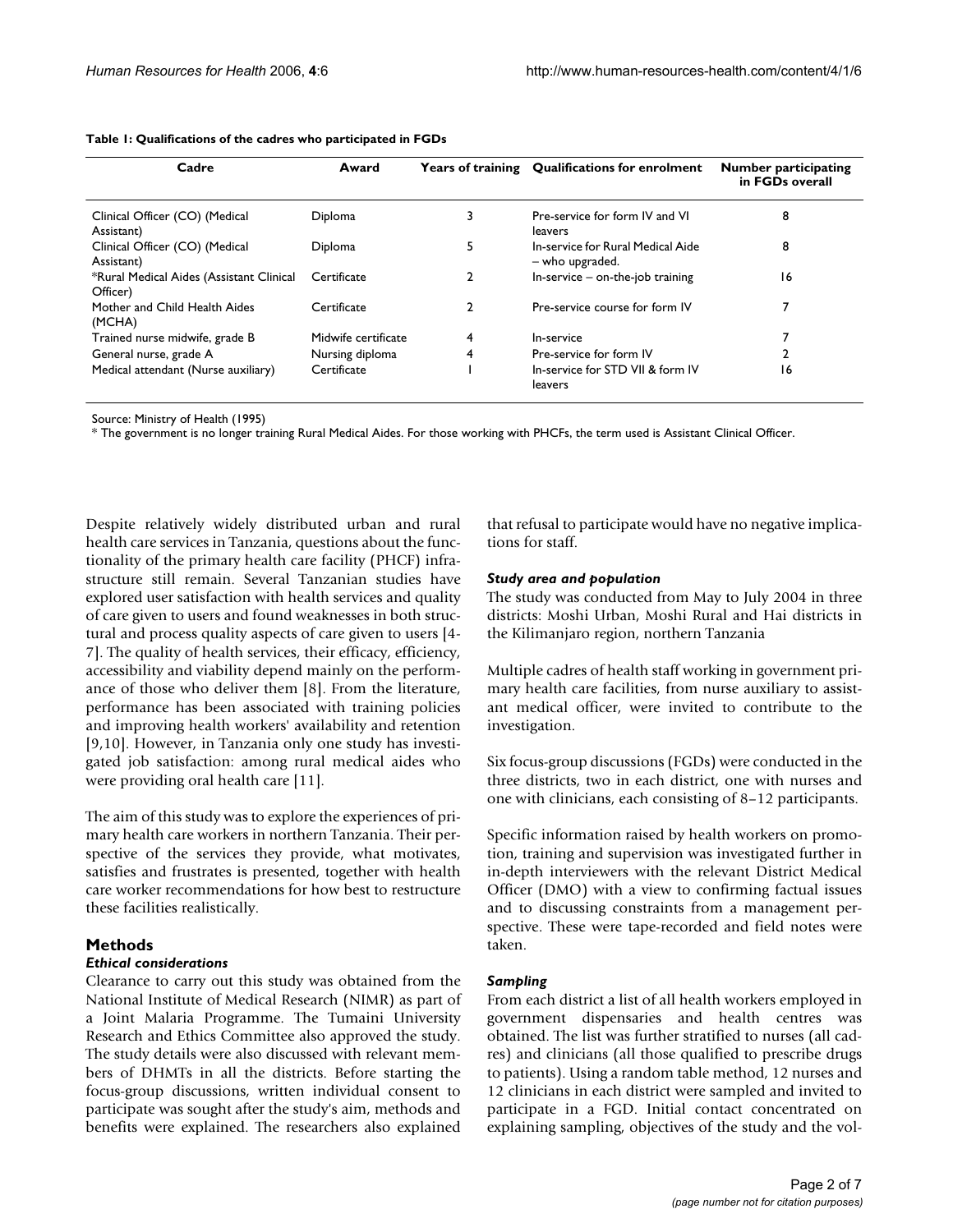**Table 1: Qualifications of the cadres who participated in FGDs**

| Cadre | Award | Years of training | Qualifications for enrolment | Number participating in FGDs overall |
| --- | --- | --- | --- | --- |
| Clinical Officer (CO) (Medical Assistant) | Diploma | 3 | Pre-service for form IV and VI leavers | 8 |
| Clinical Officer (CO) (Medical Assistant) | Diploma | 5 | In-service for Rural Medical Aide – who upgraded. | 8 |
| *Rural Medical Aides (Assistant Clinical Officer) | Certificate | 2 | In-service – on-the-job training | 16 |
| Mother and Child Health Aides (MCHA) | Certificate | 2 | Pre-service course for form IV | 7 |
| Trained nurse midwife, grade B | Midwife certificate | 4 | In-service | 7 |
| General nurse, grade A | Nursing diploma | 4 | Pre-service for form IV | 2 |
| Medical attendant (Nurse auxiliary) | Certificate | 1 | In-service for STD VII & form IV leavers | 16 |

Source: Ministry of Health (1995)

* The government is no longer training Rural Medical Aides. For those working with PHCFs, the term used is Assistant Clinical Officer.

Despite relatively widely distributed urban and rural health care services in Tanzania, questions about the functionality of the primary health care facility (PHCF) infrastructure still remain. Several Tanzanian studies have explored user satisfaction with health services and quality of care given to users and found weaknesses in both structural and process quality aspects of care given to users [4-7]. The quality of health services, their efficacy, efficiency, accessibility and viability depend mainly on the performance of those who deliver them [8]. From the literature, performance has been associated with training policies and improving health workers' availability and retention [9,10]. However, in Tanzania only one study has investigated job satisfaction: among rural medical aides who were providing oral health care [11].

The aim of this study was to explore the experiences of primary health care workers in northern Tanzania. Their perspective of the services they provide, what motivates, satisfies and frustrates is presented, together with health care worker recommendations for how best to restructure these facilities realistically.

## Methods

### *Ethical considerations*

Clearance to carry out this study was obtained from the National Institute of Medical Research (NIMR) as part of a Joint Malaria Programme. The Tumaini University Research and Ethics Committee also approved the study. The study details were also discussed with relevant members of DHMTs in all the districts. Before starting the focus-group discussions, written individual consent to participate was sought after the study's aim, methods and benefits were explained. The researchers also explained that refusal to participate would have no negative implications for staff.

### *Study area and population*

The study was conducted from May to July 2004 in three districts: Moshi Urban, Moshi Rural and Hai districts in the Kilimanjaro region, northern Tanzania

Multiple cadres of health staff working in government primary health care facilities, from nurse auxiliary to assistant medical officer, were invited to contribute to the investigation.

Six focus-group discussions (FGDs) were conducted in the three districts, two in each district, one with nurses and one with clinicians, each consisting of 8–12 participants.

Specific information raised by health workers on promotion, training and supervision was investigated further in in-depth interviewers with the relevant District Medical Officer (DMO) with a view to confirming factual issues and to discussing constraints from a management perspective. These were tape-recorded and field notes were taken.

### *Sampling*

From each district a list of all health workers employed in government dispensaries and health centres was obtained. The list was further stratified to nurses (all cadres) and clinicians (all those qualified to prescribe drugs to patients). Using a random table method, 12 nurses and 12 clinicians in each district were sampled and invited to participate in a FGD. Initial contact concentrated on explaining sampling, objectives of the study and the vol-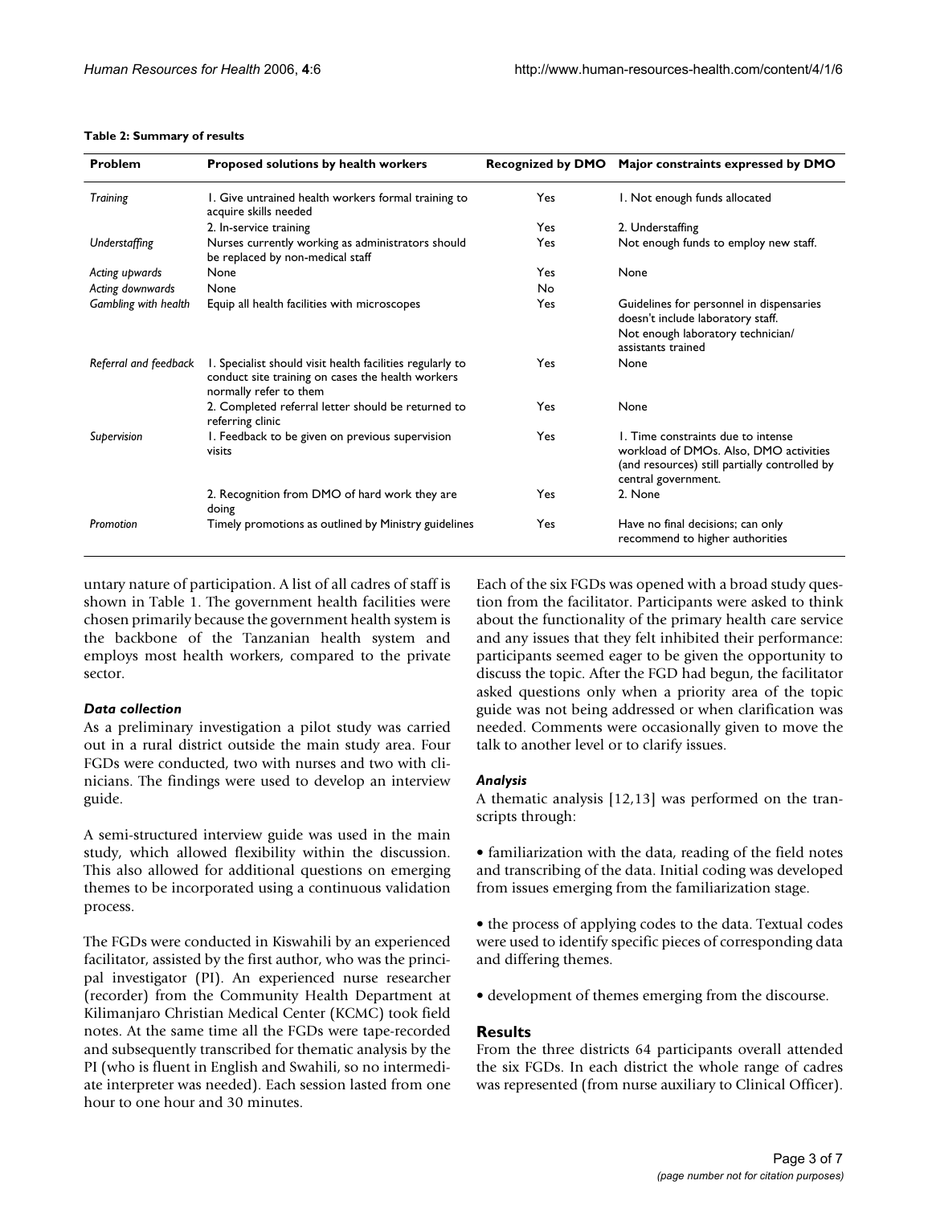**Table 2: Summary of results**

| Problem | Proposed solutions by health workers | Recognized by DMO | Major constraints expressed by DMO |
|---|---|---|---|
| *Training* | 1. Give untrained health workers formal training to acquire skills needed | Yes | 1. Not enough funds allocated |
| | 2. In-service training | Yes | 2. Understaffing |
| *Understaffing* | Nurses currently working as administrators should be replaced by non-medical staff | Yes | Not enough funds to employ new staff. |
| *Acting upwards* | None | Yes | None |
| *Acting downwards* | None | No | |
| *Gambling with health* | Equip all health facilities with microscopes | Yes | Guidelines for personnel in dispensaries doesn't include laboratory staff. Not enough laboratory technician/ assistants trained |
| *Referral and feedback* | 1. Specialist should visit health facilities regularly to conduct site training on cases the health workers normally refer to them | Yes | None |
| | 2. Completed referral letter should be returned to referring clinic | Yes | None |
| *Supervision* | 1. Feedback to be given on previous supervision visits | Yes | 1. Time constraints due to intense workload of DMOs. Also, DMO activities (and resources) still partially controlled by central government. |
| | 2. Recognition from DMO of hard work they are doing | Yes | 2. None |
| *Promotion* | Timely promotions as outlined by Ministry guidelines | Yes | Have no final decisions; can only recommend to higher authorities |

untary nature of participation. A list of all cadres of staff is shown in Table 1. The government health facilities were chosen primarily because the government health system is the backbone of the Tanzanian health system and employs most health workers, compared to the private sector.

### *Data collection*

As a preliminary investigation a pilot study was carried out in a rural district outside the main study area. Four FGDs were conducted, two with nurses and two with clinicians. The findings were used to develop an interview guide.

A semi-structured interview guide was used in the main study, which allowed flexibility within the discussion. This also allowed for additional questions on emerging themes to be incorporated using a continuous validation process.

The FGDs were conducted in Kiswahili by an experienced facilitator, assisted by the first author, who was the principal investigator (PI). An experienced nurse researcher (recorder) from the Community Health Department at Kilimanjaro Christian Medical Center (KCMC) took field notes. At the same time all the FGDs were tape-recorded and subsequently transcribed for thematic analysis by the PI (who is fluent in English and Swahili, so no intermediate interpreter was needed). Each session lasted from one hour to one hour and 30 minutes.

Each of the six FGDs was opened with a broad study question from the facilitator. Participants were asked to think about the functionality of the primary health care service and any issues that they felt inhibited their performance: participants seemed eager to be given the opportunity to discuss the topic. After the FGD had begun, the facilitator asked questions only when a priority area of the topic guide was not being addressed or when clarification was needed. Comments were occasionally given to move the talk to another level or to clarify issues.

### *Analysis*

A thematic analysis [12,13] was performed on the transcripts through:

• familiarization with the data, reading of the field notes and transcribing of the data. Initial coding was developed from issues emerging from the familiarization stage.

• the process of applying codes to the data. Textual codes were used to identify specific pieces of corresponding data and differing themes.

• development of themes emerging from the discourse.

## Results

From the three districts 64 participants overall attended the six FGDs. In each district the whole range of cadres was represented (from nurse auxiliary to Clinical Officer).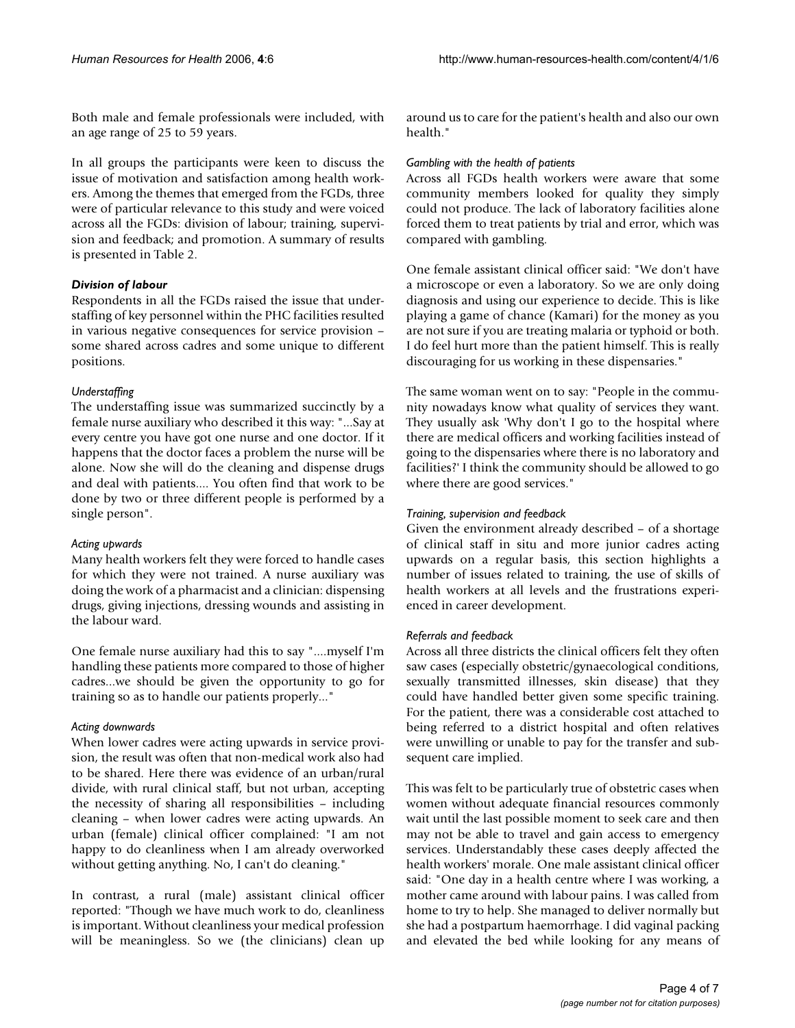Both male and female professionals were included, with an age range of 25 to 59 years.

In all groups the participants were keen to discuss the issue of motivation and satisfaction among health workers. Among the themes that emerged from the FGDs, three were of particular relevance to this study and were voiced across all the FGDs: division of labour; training, supervision and feedback; and promotion. A summary of results is presented in Table 2.

### *Division of labour*

Respondents in all the FGDs raised the issue that understaffing of key personnel within the PHC facilities resulted in various negative consequences for service provision – some shared across cadres and some unique to different positions.

#### *Understaffing*

The understaffing issue was summarized succinctly by a female nurse auxiliary who described it this way: "...Say at every centre you have got one nurse and one doctor. If it happens that the doctor faces a problem the nurse will be alone. Now she will do the cleaning and dispense drugs and deal with patients.... You often find that work to be done by two or three different people is performed by a single person".

#### *Acting upwards*

Many health workers felt they were forced to handle cases for which they were not trained. A nurse auxiliary was doing the work of a pharmacist and a clinician: dispensing drugs, giving injections, dressing wounds and assisting in the labour ward.

One female nurse auxiliary had this to say "....myself I'm handling these patients more compared to those of higher cadres...we should be given the opportunity to go for training so as to handle our patients properly..."

#### *Acting downwards*

When lower cadres were acting upwards in service provision, the result was often that non-medical work also had to be shared. Here there was evidence of an urban/rural divide, with rural clinical staff, but not urban, accepting the necessity of sharing all responsibilities – including cleaning – when lower cadres were acting upwards. An urban (female) clinical officer complained: "I am not happy to do cleanliness when I am already overworked without getting anything. No, I can't do cleaning."

In contrast, a rural (male) assistant clinical officer reported: "Though we have much work to do, cleanliness is important. Without cleanliness your medical profession will be meaningless. So we (the clinicians) clean up around us to care for the patient's health and also our own health."

#### *Gambling with the health of patients*

Across all FGDs health workers were aware that some community members looked for quality they simply could not produce. The lack of laboratory facilities alone forced them to treat patients by trial and error, which was compared with gambling.

One female assistant clinical officer said: "We don't have a microscope or even a laboratory. So we are only doing diagnosis and using our experience to decide. This is like playing a game of chance (Kamari) for the money as you are not sure if you are treating malaria or typhoid or both. I do feel hurt more than the patient himself. This is really discouraging for us working in these dispensaries."

The same woman went on to say: "People in the community nowadays know what quality of services they want. They usually ask 'Why don't I go to the hospital where there are medical officers and working facilities instead of going to the dispensaries where there is no laboratory and facilities?' I think the community should be allowed to go where there are good services."

#### *Training, supervision and feedback*

Given the environment already described – of a shortage of clinical staff in situ and more junior cadres acting upwards on a regular basis, this section highlights a number of issues related to training, the use of skills of health workers at all levels and the frustrations experienced in career development.

#### *Referrals and feedback*

Across all three districts the clinical officers felt they often saw cases (especially obstetric/gynaecological conditions, sexually transmitted illnesses, skin disease) that they could have handled better given some specific training. For the patient, there was a considerable cost attached to being referred to a district hospital and often relatives were unwilling or unable to pay for the transfer and subsequent care implied.

This was felt to be particularly true of obstetric cases when women without adequate financial resources commonly wait until the last possible moment to seek care and then may not be able to travel and gain access to emergency services. Understandably these cases deeply affected the health workers' morale. One male assistant clinical officer said: "One day in a health centre where I was working, a mother came around with labour pains. I was called from home to try to help. She managed to deliver normally but she had a postpartum haemorrhage. I did vaginal packing and elevated the bed while looking for any means of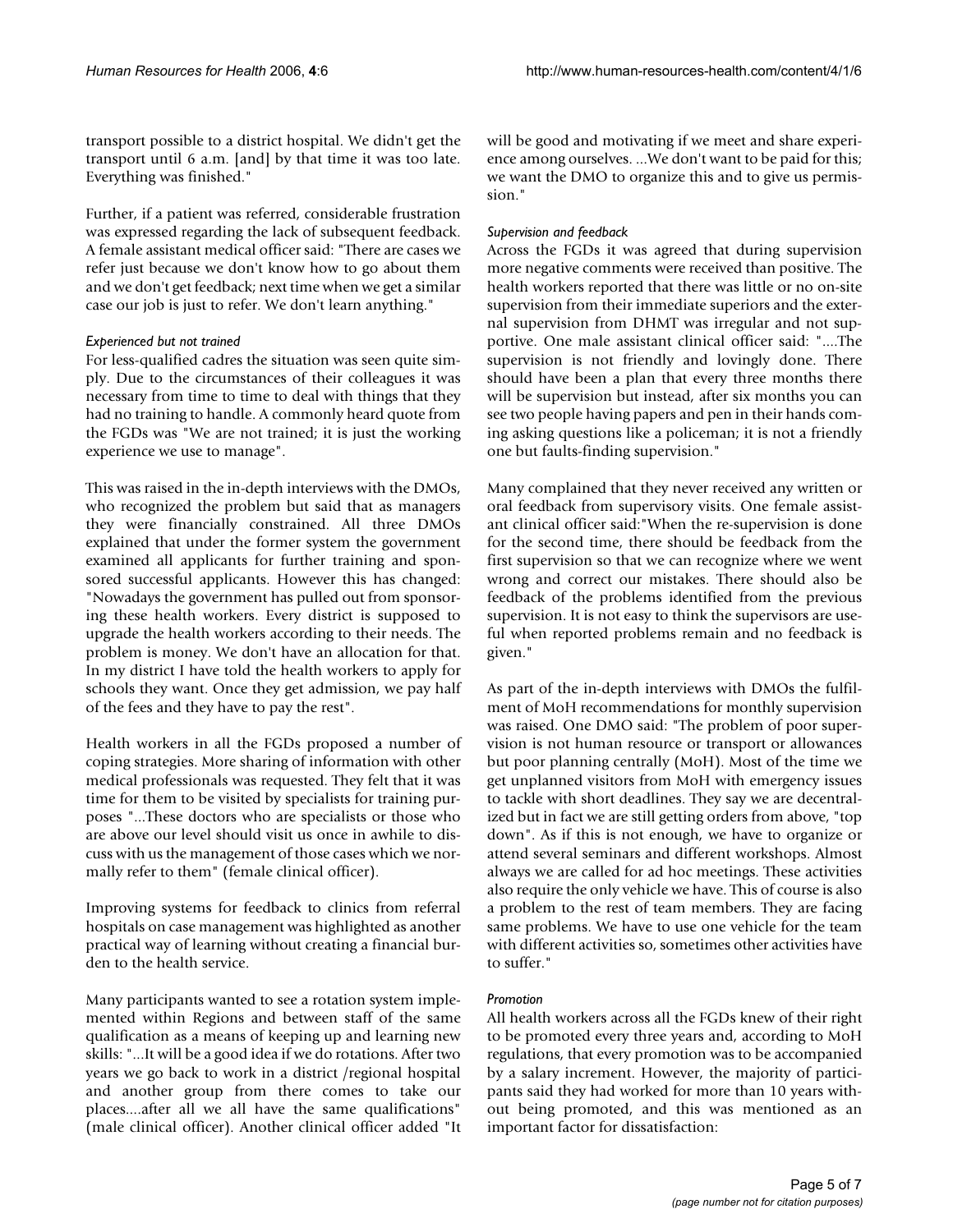transport possible to a district hospital. We didn't get the transport until 6 a.m. [and] by that time it was too late. Everything was finished."

Further, if a patient was referred, considerable frustration was expressed regarding the lack of subsequent feedback. A female assistant medical officer said: "There are cases we refer just because we don't know how to go about them and we don't get feedback; next time when we get a similar case our job is just to refer. We don't learn anything."

### *Experienced but not trained*

For less-qualified cadres the situation was seen quite simply. Due to the circumstances of their colleagues it was necessary from time to time to deal with things that they had no training to handle. A commonly heard quote from the FGDs was "We are not trained; it is just the working experience we use to manage".

This was raised in the in-depth interviews with the DMOs, who recognized the problem but said that as managers they were financially constrained. All three DMOs explained that under the former system the government examined all applicants for further training and sponsored successful applicants. However this has changed: "Nowadays the government has pulled out from sponsoring these health workers. Every district is supposed to upgrade the health workers according to their needs. The problem is money. We don't have an allocation for that. In my district I have told the health workers to apply for schools they want. Once they get admission, we pay half of the fees and they have to pay the rest".

Health workers in all the FGDs proposed a number of coping strategies. More sharing of information with other medical professionals was requested. They felt that it was time for them to be visited by specialists for training purposes "...These doctors who are specialists or those who are above our level should visit us once in awhile to discuss with us the management of those cases which we normally refer to them" (female clinical officer).

Improving systems for feedback to clinics from referral hospitals on case management was highlighted as another practical way of learning without creating a financial burden to the health service.

Many participants wanted to see a rotation system implemented within Regions and between staff of the same qualification as a means of keeping up and learning new skills: "...It will be a good idea if we do rotations. After two years we go back to work in a district /regional hospital and another group from there comes to take our places....after all we all have the same qualifications" (male clinical officer). Another clinical officer added "It will be good and motivating if we meet and share experience among ourselves. ...We don't want to be paid for this; we want the DMO to organize this and to give us permission."

### *Supervision and feedback*

Across the FGDs it was agreed that during supervision more negative comments were received than positive. The health workers reported that there was little or no on-site supervision from their immediate superiors and the external supervision from DHMT was irregular and not supportive. One male assistant clinical officer said: "....The supervision is not friendly and lovingly done. There should have been a plan that every three months there will be supervision but instead, after six months you can see two people having papers and pen in their hands coming asking questions like a policeman; it is not a friendly one but faults-finding supervision."

Many complained that they never received any written or oral feedback from supervisory visits. One female assistant clinical officer said:"When the re-supervision is done for the second time, there should be feedback from the first supervision so that we can recognize where we went wrong and correct our mistakes. There should also be feedback of the problems identified from the previous supervision. It is not easy to think the supervisors are useful when reported problems remain and no feedback is given."

As part of the in-depth interviews with DMOs the fulfilment of MoH recommendations for monthly supervision was raised. One DMO said: "The problem of poor supervision is not human resource or transport or allowances but poor planning centrally (MoH). Most of the time we get unplanned visitors from MoH with emergency issues to tackle with short deadlines. They say we are decentralized but in fact we are still getting orders from above, "top down". As if this is not enough, we have to organize or attend several seminars and different workshops. Almost always we are called for ad hoc meetings. These activities also require the only vehicle we have. This of course is also a problem to the rest of team members. They are facing same problems. We have to use one vehicle for the team with different activities so, sometimes other activities have to suffer."

### *Promotion*

All health workers across all the FGDs knew of their right to be promoted every three years and, according to MoH regulations, that every promotion was to be accompanied by a salary increment. However, the majority of participants said they had worked for more than 10 years without being promoted, and this was mentioned as an important factor for dissatisfaction: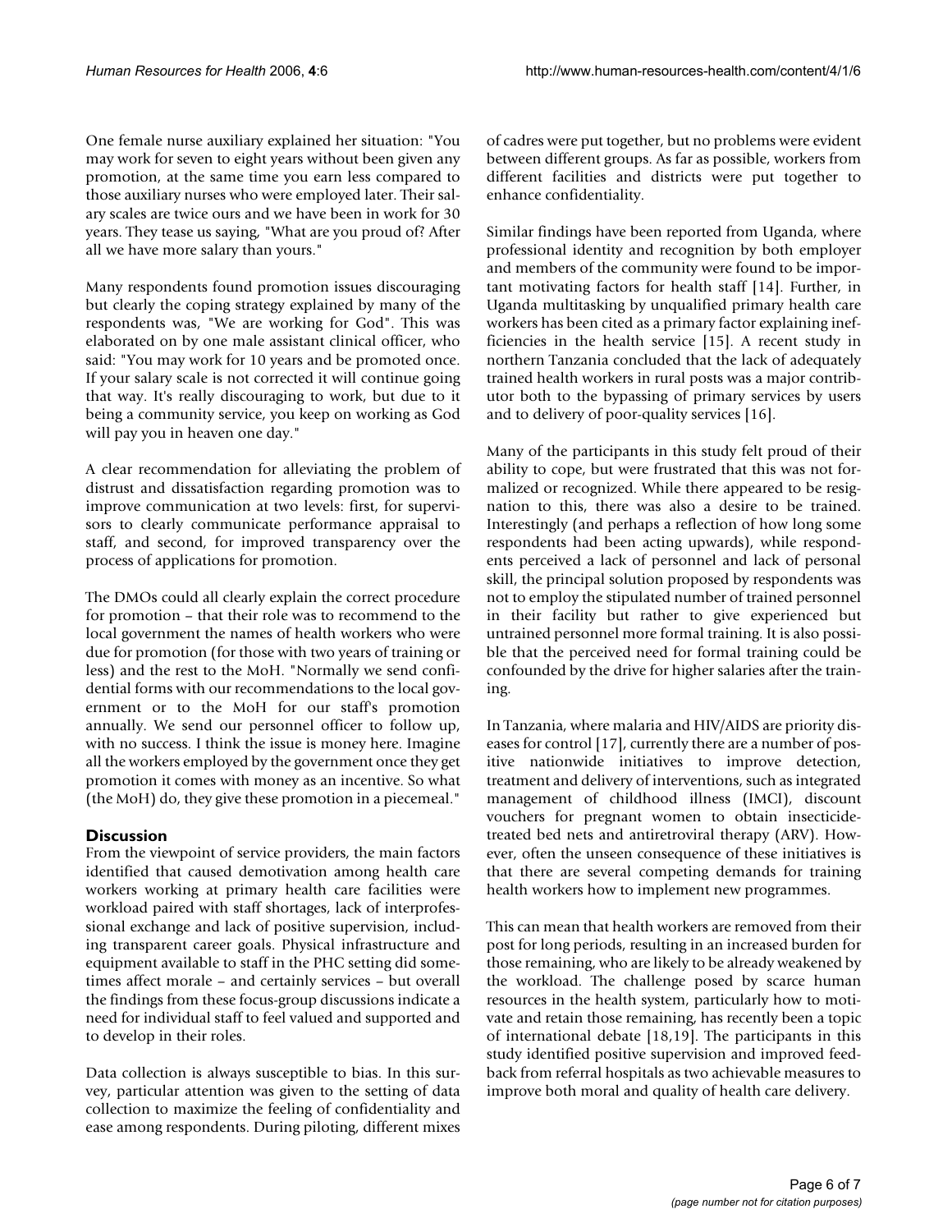One female nurse auxiliary explained her situation: "You may work for seven to eight years without been given any promotion, at the same time you earn less compared to those auxiliary nurses who were employed later. Their salary scales are twice ours and we have been in work for 30 years. They tease us saying, "What are you proud of? After all we have more salary than yours."

Many respondents found promotion issues discouraging but clearly the coping strategy explained by many of the respondents was, "We are working for God". This was elaborated on by one male assistant clinical officer, who said: "You may work for 10 years and be promoted once. If your salary scale is not corrected it will continue going that way. It's really discouraging to work, but due to it being a community service, you keep on working as God will pay you in heaven one day."

A clear recommendation for alleviating the problem of distrust and dissatisfaction regarding promotion was to improve communication at two levels: first, for supervisors to clearly communicate performance appraisal to staff, and second, for improved transparency over the process of applications for promotion.

The DMOs could all clearly explain the correct procedure for promotion – that their role was to recommend to the local government the names of health workers who were due for promotion (for those with two years of training or less) and the rest to the MoH. "Normally we send confidential forms with our recommendations to the local government or to the MoH for our staff's promotion annually. We send our personnel officer to follow up, with no success. I think the issue is money here. Imagine all the workers employed by the government once they get promotion it comes with money as an incentive. So what (the MoH) do, they give these promotion in a piecemeal."

## Discussion

From the viewpoint of service providers, the main factors identified that caused demotivation among health care workers working at primary health care facilities were workload paired with staff shortages, lack of interprofessional exchange and lack of positive supervision, including transparent career goals. Physical infrastructure and equipment available to staff in the PHC setting did sometimes affect morale – and certainly services – but overall the findings from these focus-group discussions indicate a need for individual staff to feel valued and supported and to develop in their roles.

Data collection is always susceptible to bias. In this survey, particular attention was given to the setting of data collection to maximize the feeling of confidentiality and ease among respondents. During piloting, different mixes of cadres were put together, but no problems were evident between different groups. As far as possible, workers from different facilities and districts were put together to enhance confidentiality.

Similar findings have been reported from Uganda, where professional identity and recognition by both employer and members of the community were found to be important motivating factors for health staff [14]. Further, in Uganda multitasking by unqualified primary health care workers has been cited as a primary factor explaining inefficiencies in the health service [15]. A recent study in northern Tanzania concluded that the lack of adequately trained health workers in rural posts was a major contributor both to the bypassing of primary services by users and to delivery of poor-quality services [16].

Many of the participants in this study felt proud of their ability to cope, but were frustrated that this was not formalized or recognized. While there appeared to be resignation to this, there was also a desire to be trained. Interestingly (and perhaps a reflection of how long some respondents had been acting upwards), while respondents perceived a lack of personnel and lack of personal skill, the principal solution proposed by respondents was not to employ the stipulated number of trained personnel in their facility but rather to give experienced but untrained personnel more formal training. It is also possible that the perceived need for formal training could be confounded by the drive for higher salaries after the training.

In Tanzania, where malaria and HIV/AIDS are priority diseases for control [17], currently there are a number of positive nationwide initiatives to improve detection, treatment and delivery of interventions, such as integrated management of childhood illness (IMCI), discount vouchers for pregnant women to obtain insecticide-treated bed nets and antiretroviral therapy (ARV). However, often the unseen consequence of these initiatives is that there are several competing demands for training health workers how to implement new programmes.

This can mean that health workers are removed from their post for long periods, resulting in an increased burden for those remaining, who are likely to be already weakened by the workload. The challenge posed by scarce human resources in the health system, particularly how to motivate and retain those remaining, has recently been a topic of international debate [18,19]. The participants in this study identified positive supervision and improved feedback from referral hospitals as two achievable measures to improve both moral and quality of health care delivery.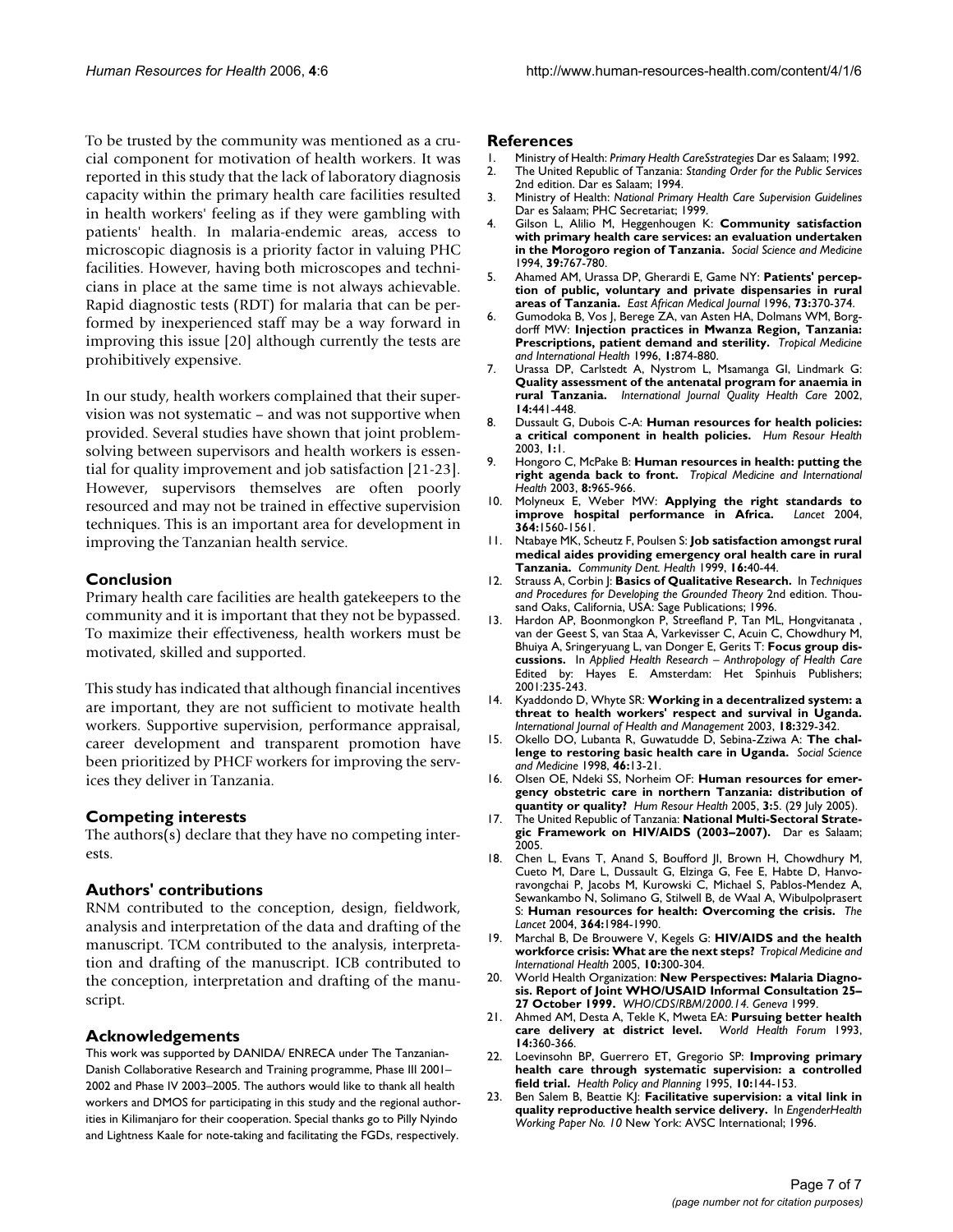To be trusted by the community was mentioned as a crucial component for motivation of health workers. It was reported in this study that the lack of laboratory diagnosis capacity within the primary health care facilities resulted in health workers' feeling as if they were gambling with patients' health. In malaria-endemic areas, access to microscopic diagnosis is a priority factor in valuing PHC facilities. However, having both microscopes and technicians in place at the same time is not always achievable. Rapid diagnostic tests (RDT) for malaria that can be performed by inexperienced staff may be a way forward in improving this issue [20] although currently the tests are prohibitively expensive.

In our study, health workers complained that their supervision was not systematic – and was not supportive when provided. Several studies have shown that joint problem-solving between supervisors and health workers is essential for quality improvement and job satisfaction [21-23]. However, supervisors themselves are often poorly resourced and may not be trained in effective supervision techniques. This is an important area for development in improving the Tanzanian health service.

## Conclusion

Primary health care facilities are health gatekeepers to the community and it is important that they not be bypassed. To maximize their effectiveness, health workers must be motivated, skilled and supported.

This study has indicated that although financial incentives are important, they are not sufficient to motivate health workers. Supportive supervision, performance appraisal, career development and transparent promotion have been prioritized by PHCF workers for improving the services they deliver in Tanzania.

## Competing interests

The authors(s) declare that they have no competing interests.

## Authors' contributions

RNM contributed to the conception, design, fieldwork, analysis and interpretation of the data and drafting of the manuscript. TCM contributed to the analysis, interpretation and drafting of the manuscript. ICB contributed to the conception, interpretation and drafting of the manuscript.

## Acknowledgements

This work was supported by DANIDA/ ENRECA under The Tanzanian-Danish Collaborative Research and Training programme, Phase III 2001–2002 and Phase IV 2003–2005. The authors would like to thank all health workers and DMOS for participating in this study and the regional authorities in Kilimanjaro for their cooperation. Special thanks go to Pilly Nyindo and Lightness Kaale for note-taking and facilitating the FGDs, respectively.

## References

1. Ministry of Health: *Primary Health CareSstrategies* Dar es Salaam; 1992.
2. The United Republic of Tanzania: *Standing Order for the Public Services* 2nd edition. Dar es Salaam; 1994.
3. Ministry of Health: *National Primary Health Care Supervision Guidelines* Dar es Salaam; PHC Secretariat; 1999.
4. Gilson L, Alilio M, Heggenhougen K: **Community satisfaction with primary health care services: an evaluation undertaken in the Morogoro region of Tanzania.** *Social Science and Medicine* 1994, **39:**767-780.
5. Ahamed AM, Urassa DP, Gherardi E, Game NY: **Patients' perception of public, voluntary and private dispensaries in rural areas of Tanzania.** *East African Medical Journal* 1996, **73:**370-374.
6. Gumodoka B, Vos J, Berege ZA, van Asten HA, Dolmans WM, Borgdorff MW: **Injection practices in Mwanza Region, Tanzania: Prescriptions, patient demand and sterility.** *Tropical Medicine and International Health* 1996, **1:**874-880.
7. Urassa DP, Carlstedt A, Nystrom L, Msamanga GI, Lindmark G: **Quality assessment of the antenatal program for anaemia in rural Tanzania.** *International Journal of Quality Health Care* 2002, **14:**441-448.
8. Dussault G, Dubois C-A: **Human resources for health policies: a critical component in health policies.** *Hum Resour Health* 2003, **1:**1.
9. Hongoro C, McPake B: **Human resources in health: putting the right agenda back to front.** *Tropical Medicine and International Health* 2003, **8:**965-966.
10. Molyneux E, Weber MW: **Applying the right standards to improve hospital performance in Africa.** *Lancet* 2004, **364:**1560-1561.
11. Ntabaye MK, Scheutz F, Poulsen S: **Job satisfaction amongst rural medical aides providing emergency oral health care in rural Tanzania.** *Community Dent. Health* 1999, **16:**40-44.
12. Strauss A, Corbin J: **Basics of Qualitative Research.** In *Techniques and Procedures for Developing the Grounded Theory* 2nd edition. Thousand Oaks, California, USA: Sage Publications; 1996.
13. Hardon AP, Boonmongkon P, Streefland P, Tan ML, Hongvitanata , van der Geest S, van Staa A, Varkevisser C, Acuin C, Chowdhury M, Bhuiya A, Sringeryuang L, van Donger E, Gerits T: **Focus group discussions.** In *Applied Health Research – Anthropology of Health Care* Edited by: Hayes E. Amsterdam: Het Spinhuis Publishers; 2001:235-243.
14. Kyaddondo D, Whyte SR: **Working in a decentralized system: a threat to health workers' respect and survival in Uganda.** *International Journal of Health and Management* 2003, **18:**329-342.
15. Okello DO, Lubanta R, Guwatudde D, Sebina-Zziwa A: **The challenge to restoring basic health care in Uganda.** *Social Science and Medicine* 1998, **46:**13-21.
16. Olsen OE, Ndeki SS, Norheim OF: **Human resources for emergency obstetric care in northern Tanzania: distribution of quantity or quality?** *Hum Resour Health* 2005, **3:**5. (29 July 2005).
17. The United Republic of Tanzania: **National Multi-Sectoral Strategic Framework on HIV/AIDS (2003–2007).** Dar es Salaam; 2005.
18. Chen L, Evans T, Anand S, Boufford JI, Brown H, Chowdhury M, Cueto M, Dare L, Dussault G, Elzinga G, Fee E, Habte D, Hanvoravongchai P, Jacobs M, Kurowski C, Michael S, Pablos-Mendez A, Sewankambo N, Solimano G, Stilwell B, de Waal A, Wibulpolprasert S: **Human resources for health: Overcoming the crisis.** *The Lancet* 2004, **364:**1984-1990.
19. Marchal B, De Brouwere V, Kegels G: **HIV/AIDS and the health workforce crisis: What are the next steps?** *Tropical Medicine and International Health* 2005, **10:**300-304.
20. World Health Organization: **New Perspectives: Malaria Diagnosis. Report of Joint WHO/USAID Informal Consultation 25–27 October 1999.** *WHO/CDS/RBM/2000.14. Geneva* 1999.
21. Ahmed AM, Desta A, Tekle K, Mweta EA: **Pursuing better health care delivery at district level.** *World Health Forum* 1993, **14:**360-366.
22. Loevinsohn BP, Guerrero ET, Gregorio SP: **Improving primary health care through systematic supervision: a controlled field trial.** *Health Policy and Planning* 1995, **10:**144-153.
23. Ben Salem B, Beattie KJ: **Facilitative supervision: a vital link in quality reproductive health service delivery.** In *EngenderHealth Working Paper No. 10* New York: AVSC International; 1996.